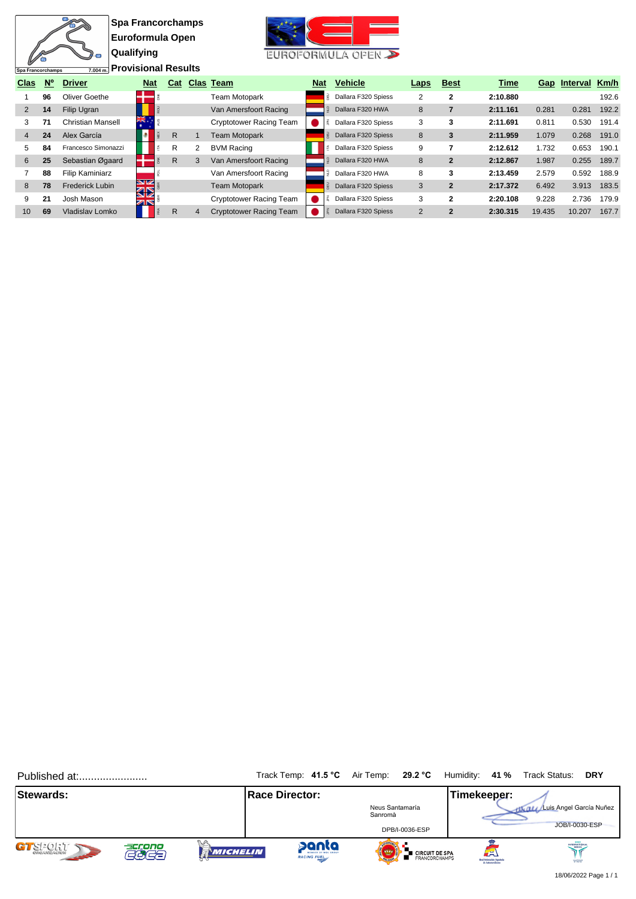# Spa Francorchamps

## Euroformula Open

## Qualifying

## Provisional Results

Spa Francorchamps 7.004 m.

| Clas | Nº | Driver | Nat | Cat | Clas | Team | Nat | Vehicle | Laps | Best | Time | Gap | Interval | Km/h |
|---|---|---|---|---|---|---|---|---|---|---|---|---|---|---|
| 1 | 96 | Oliver Goethe | DNK | | | Team Motopark | DEU | Dallara F320 Spiess | 2 | 2 | 2:10.880 | | | 192.6 |
| 2 | 14 | Filip Ugran | ROU | | | Van Amersfoort Racing | NLD | Dallara F320 HWA | 8 | 7 | 2:11.161 | 0.281 | 0.281 | 192.2 |
| 3 | 71 | Christian Mansell | AUS | | | Cryptotower Racing Team | JPN | Dallara F320 Spiess | 3 | 3 | 2:11.691 | 0.811 | 0.530 | 191.4 |
| 4 | 24 | Alex García | MEX | R | 1 | Team Motopark | DEU | Dallara F320 Spiess | 8 | 3 | 2:11.959 | 1.079 | 0.268 | 191.0 |
| 5 | 84 | Francesco Simonazzi | ITA | R | 2 | BVM Racing | ITA | Dallara F320 Spiess | 9 | 7 | 2:12.612 | 1.732 | 0.653 | 190.1 |
| 6 | 25 | Sebastian Øgaard | DNK | R | 3 | Van Amersfoort Racing | NLD | Dallara F320 HWA | 8 | 2 | 2:12.867 | 1.987 | 0.255 | 189.7 |
| 7 | 88 | Filip Kaminiarz | POL | | | Van Amersfoort Racing | NLD | Dallara F320 HWA | 8 | 3 | 2:13.459 | 2.579 | 0.592 | 188.9 |
| 8 | 78 | Frederick Lubin | GBR | | | Team Motopark | DEU | Dallara F320 Spiess | 3 | 2 | 2:17.372 | 6.492 | 3.913 | 183.5 |
| 9 | 21 | Josh Mason | GBR | | | Cryptotower Racing Team | JPN | Dallara F320 Spiess | 3 | 2 | 2:20.108 | 9.228 | 2.736 | 179.9 |
| 10 | 69 | Vladislav Lomko | FRA | R | 4 | Cryptotower Racing Team | JPN | Dallara F320 Spiess | 2 | 2 | 2:30.315 | 19.435 | 10.207 | 167.7 |

Published at:.......................

Track Temp: **41.5 °C** Air Temp: **29.2 °C** Humidity: **41 %** Track Status: **DRY**

| Stewards: | Race Director: | Timekeeper: |
|---|---|---|
| | Neus Santamaría Sanromà DPB/I-0036-ESP | Luis Angel García Nuñez JOB/I-0030-ESP |

18/06/2022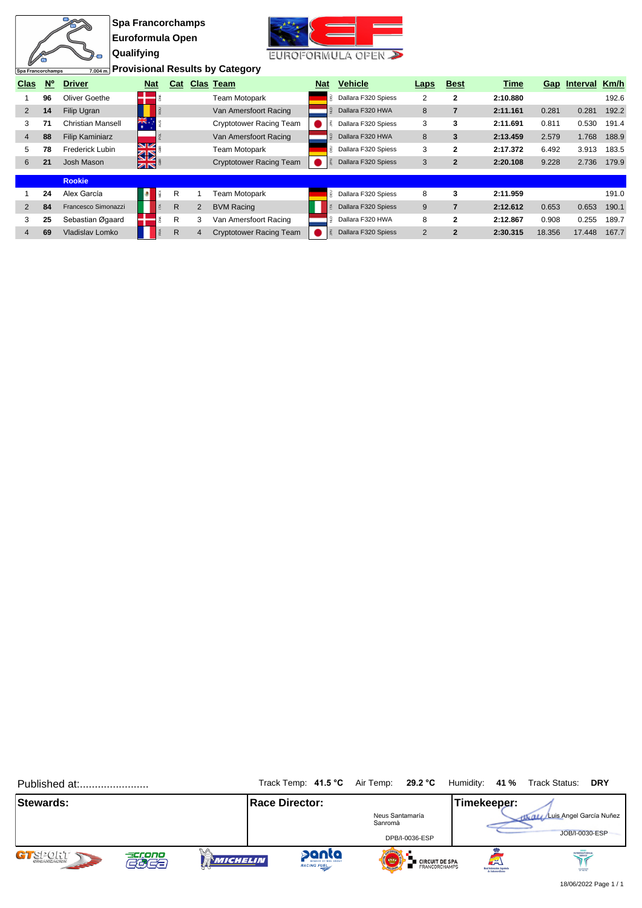Spa Francorchamps 7.004 m.

# Spa Francorchamps
## Euroformula Open
## Qualifying
### Provisional Results by Category

| Clas | Nº | Driver | Nat | Cat | Clas | Team | Nat | Vehicle | Laps | Best | Time | Gap | Interval | Km/h |
|---|---|---|---|---|---|---|---|---|---|---|---|---|---|---|
| 1 | 96 | Oliver Goethe | DNK | | | Team Motopark | DEU | Dallara F320 Spiess | 2 | 2 | 2:10.880 | | | 192.6 |
| 2 | 14 | Filip Ugran | ROU | | | Van Amersfoort Racing | NLD | Dallara F320 HWA | 8 | 7 | 2:11.161 | 0.281 | 0.281 | 192.2 |
| 3 | 71 | Christian Mansell | AUS | | | Cryptotower Racing Team | JPN | Dallara F320 Spiess | 3 | 3 | 2:11.691 | 0.811 | 0.530 | 191.4 |
| 4 | 88 | Filip Kaminiarz | POL | | | Van Amersfoort Racing | NLD | Dallara F320 HWA | 8 | 3 | 2:13.459 | 2.579 | 1.768 | 188.9 |
| 5 | 78 | Frederick Lubin | GBR | | | Team Motopark | DEU | Dallara F320 Spiess | 3 | 2 | 2:17.372 | 6.492 | 3.913 | 183.5 |
| 6 | 21 | Josh Mason | GBR | | | Cryptotower Racing Team | JPN | Dallara F320 Spiess | 3 | 2 | 2:20.108 | 9.228 | 2.736 | 179.9 |
| | | **Rookie** | | | | | | | | | | | | |
| 1 | 24 | Alex García | MEX | R | 1 | Team Motopark | DEU | Dallara F320 Spiess | 8 | 3 | 2:11.959 | | | 191.0 |
| 2 | 84 | Francesco Simonazzi | ITA | R | 2 | BVM Racing | ITA | Dallara F320 Spiess | 9 | 7 | 2:12.612 | 0.653 | 0.653 | 190.1 |
| 3 | 25 | Sebastian Øgaard | DNK | R | 3 | Van Amersfoort Racing | NLD | Dallara F320 HWA | 8 | 2 | 2:12.867 | 0.908 | 0.255 | 189.7 |
| 4 | 69 | Vladislav Lomko | FRA | R | 4 | Cryptotower Racing Team | JPN | Dallara F320 Spiess | 2 | 2 | 2:30.315 | 18.356 | 17.448 | 167.7 |

Published at:.......................

Track Temp: **41.5 °C** Air Temp: **29.2 °C** Humidity: **41 %** Track Status: **DRY**

| Stewards: | Race Director: | Timekeeper: |
|---|---|---|
| | Neus Santamaría Sanromà<br>DPB/I-0036-ESP | Luis Angel García Nuñez<br>JOB/I-0030-ESP |

18/06/2022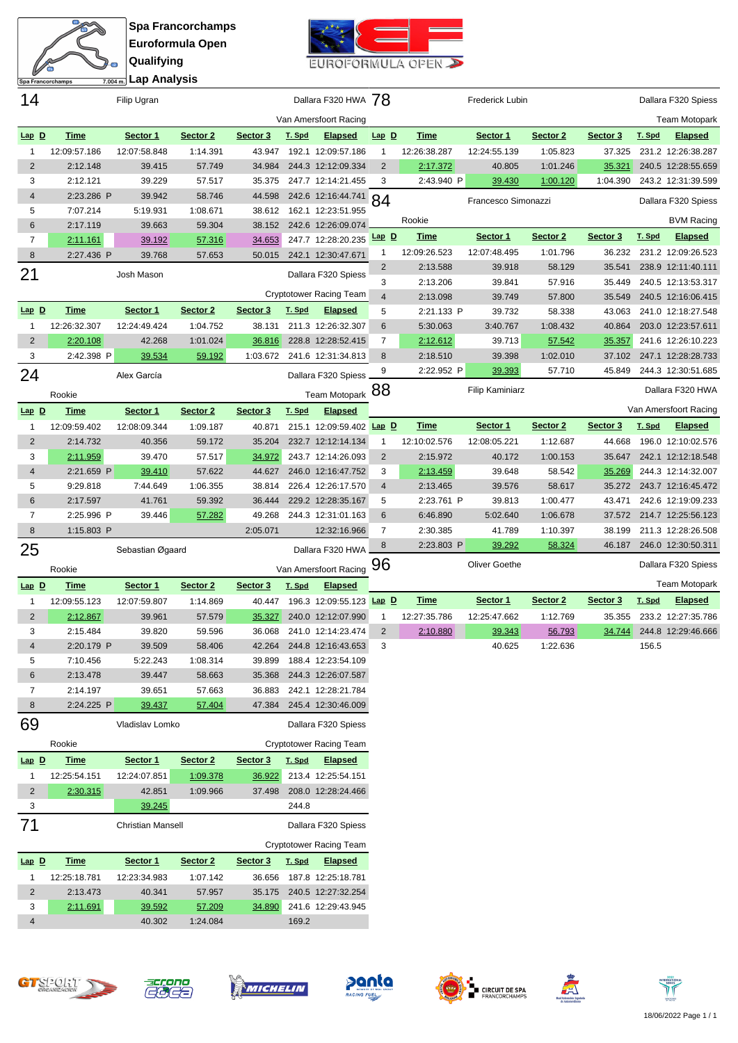# Spa Francorchamps
## Euroformula Open
## Qualifying
## Lap Analysis

Spa Francorchamps 7.004 m.

### 14 — Filip Ugran — Dallara F320 HWA — Van Amersfoort Racing

| Lap | D | Time | Sector 1 | Sector 2 | Sector 3 | T. Spd | Elapsed |
|---|---|---|---|---|---|---|---|
| 1 | | 12:09:57.186 | 12:07:58.848 | 1:14.391 | 43.947 | 192.1 | 12:09:57.186 |
| 2 | | 2:12.148 | 39.415 | 57.749 | 34.984 | 244.3 | 12:12:09.334 |
| 3 | | 2:12.121 | 39.229 | 57.517 | 35.375 | 247.7 | 12:14:21.455 |
| 4 | | 2:23.286 P | 39.942 | 58.746 | 44.598 | 242.6 | 12:16:44.741 |
| 5 | | 7:07.214 | 5:19.931 | 1:08.671 | 38.612 | 162.1 | 12:23:51.955 |
| 6 | | 2:17.119 | 39.663 | 59.304 | 38.152 | 242.6 | 12:26:09.074 |
| 7 | | 2:11.161 | 39.192 | 57.316 | 34.653 | 247.7 | 12:28:20.235 |
| 8 | | 2:27.436 P | 39.768 | 57.653 | 50.015 | 242.1 | 12:30:47.671 |

### 21 — Josh Mason — Dallara F320 Spiess — Cryptotower Racing Team

| Lap | D | Time | Sector 1 | Sector 2 | Sector 3 | T. Spd | Elapsed |
|---|---|---|---|---|---|---|---|
| 1 | | 12:26:32.307 | 12:24:49.424 | 1:04.752 | 38.131 | 211.3 | 12:26:32.307 |
| 2 | | 2:20.108 | 42.268 | 1:01.024 | 36.816 | 228.8 | 12:28:52.415 |
| 3 | | 2:42.398 P | 39.534 | 59.192 | 1:03.672 | 241.6 | 12:31:34.813 |

### 24 — Alex García — Dallara F320 Spiess — Rookie — Team Motopark

| Lap | D | Time | Sector 1 | Sector 2 | Sector 3 | T. Spd | Elapsed |
|---|---|---|---|---|---|---|---|
| 1 | | 12:09:59.402 | 12:08:09.344 | 1:09.187 | 40.871 | 215.1 | 12:09:59.402 |
| 2 | | 2:14.732 | 40.356 | 59.172 | 35.204 | 232.7 | 12:12:14.134 |
| 3 | | 2:11.959 | 39.470 | 57.517 | 34.972 | 243.7 | 12:14:26.093 |
| 4 | | 2:21.659 P | 39.410 | 57.622 | 44.627 | 246.0 | 12:16:47.752 |
| 5 | | 9:29.818 | 7:44.649 | 1:06.355 | 38.814 | 226.4 | 12:26:17.570 |
| 6 | | 2:17.597 | 41.761 | 59.392 | 36.444 | 229.2 | 12:28:35.167 |
| 7 | | 2:25.996 P | 39.446 | 57.282 | 49.268 | 244.3 | 12:31:01.163 |
| 8 | | 1:15.803 P | | | 2:05.071 | | 12:32:16.966 |

### 25 — Sebastian Øgaard — Dallara F320 HWA — Rookie — Van Amersfoort Racing

| Lap | D | Time | Sector 1 | Sector 2 | Sector 3 | T. Spd | Elapsed |
|---|---|---|---|---|---|---|---|
| 1 | | 12:09:55.123 | 12:07:59.807 | 1:14.869 | 40.447 | 196.3 | 12:09:55.123 |
| 2 | | 2:12.867 | 39.961 | 57.579 | 35.327 | 240.0 | 12:12:07.990 |
| 3 | | 2:15.484 | 39.820 | 59.596 | 36.068 | 241.0 | 12:14:23.474 |
| 4 | | 2:20.179 P | 39.509 | 58.406 | 42.264 | 244.8 | 12:16:43.653 |
| 5 | | 7:10.456 | 5:22.243 | 1:08.314 | 39.899 | 188.4 | 12:23:54.109 |
| 6 | | 2:13.478 | 39.447 | 58.663 | 35.368 | 244.3 | 12:26:07.587 |
| 7 | | 2:14.197 | 39.651 | 57.663 | 36.883 | 242.1 | 12:28:21.784 |
| 8 | | 2:24.225 P | 39.437 | 57.404 | 47.384 | 245.4 | 12:30:46.009 |

### 69 — Vladislav Lomko — Dallara F320 Spiess — Rookie — Cryptotower Racing Team

| Lap | D | Time | Sector 1 | Sector 2 | Sector 3 | T. Spd | Elapsed |
|---|---|---|---|---|---|---|---|
| 1 | | 12:25:54.151 | 12:24:07.851 | 1:09.378 | 36.922 | 213.4 | 12:25:54.151 |
| 2 | | 2:30.315 | 42.851 | 1:09.966 | 37.498 | 208.0 | 12:28:24.466 |
| 3 | | | 39.245 | | | 244.8 | |

### 71 — Christian Mansell — Dallara F320 Spiess — Cryptotower Racing Team

| Lap | D | Time | Sector 1 | Sector 2 | Sector 3 | T. Spd | Elapsed |
|---|---|---|---|---|---|---|---|
| 1 | | 12:25:18.781 | 12:23:34.983 | 1:07.142 | 36.656 | 187.8 | 12:25:18.781 |
| 2 | | 2:13.473 | 40.341 | 57.957 | 35.175 | 240.5 | 12:27:32.254 |
| 3 | | 2:11.691 | 39.592 | 57.209 | 34.890 | 241.6 | 12:29:43.945 |
| 4 | | | 40.302 | 1:24.084 | | 169.2 | |

### 78 — Frederick Lubin — Dallara F320 Spiess — Team Motopark

| Lap | D | Time | Sector 1 | Sector 2 | Sector 3 | T. Spd | Elapsed |
|---|---|---|---|---|---|---|---|
| 1 | | 12:26:38.287 | 12:24:55.139 | 1:05.823 | 37.325 | 231.2 | 12:26:38.287 |
| 2 | | 2:17.372 | 40.805 | 1:01.246 | 35.321 | 240.5 | 12:28:55.659 |
| 3 | | 2:43.940 P | 39.430 | 1:00.120 | 1:04.390 | 243.2 | 12:31:39.599 |

### 84 — Francesco Simonazzi — Dallara F320 Spiess — Rookie — BVM Racing

| Lap | D | Time | Sector 1 | Sector 2 | Sector 3 | T. Spd | Elapsed |
|---|---|---|---|---|---|---|---|
| 1 | | 12:09:26.523 | 12:07:48.495 | 1:01.796 | 36.232 | 231.2 | 12:09:26.523 |
| 2 | | 2:13.588 | 39.918 | 58.129 | 35.541 | 238.9 | 12:11:40.111 |
| 3 | | 2:13.206 | 39.841 | 57.916 | 35.449 | 240.5 | 12:13:53.317 |
| 4 | | 2:13.098 | 39.749 | 57.800 | 35.549 | 240.5 | 12:16:06.415 |
| 5 | | 2:21.133 P | 39.732 | 58.338 | 43.063 | 241.0 | 12:18:27.548 |
| 6 | | 5:30.063 | 3:40.767 | 1:08.432 | 40.864 | 203.0 | 12:23:57.611 |
| 7 | | 2:12.612 | 39.713 | 57.542 | 35.357 | 241.6 | 12:26:10.223 |
| 8 | | 2:18.510 | 39.398 | 1:02.010 | 37.102 | 247.1 | 12:28:28.733 |
| 9 | | 2:22.952 P | 39.393 | 57.710 | 45.849 | 244.3 | 12:30:51.685 |

### 88 — Filip Kaminiarz — Dallara F320 HWA — Van Amersfoort Racing

| Lap | D | Time | Sector 1 | Sector 2 | Sector 3 | T. Spd | Elapsed |
|---|---|---|---|---|---|---|---|
| 1 | | 12:10:02.576 | 12:08:05.221 | 1:12.687 | 44.668 | 196.0 | 12:10:02.576 |
| 2 | | 2:15.972 | 40.172 | 1:00.153 | 35.647 | 242.1 | 12:12:18.548 |
| 3 | | 2:13.459 | 39.648 | 58.542 | 35.269 | 244.3 | 12:14:32.007 |
| 4 | | 2:13.465 | 39.576 | 58.617 | 35.272 | 243.7 | 12:16:45.472 |
| 5 | | 2:23.761 P | 39.813 | 1:00.477 | 43.471 | 242.6 | 12:19:09.233 |
| 6 | | 6:46.890 | 5:02.640 | 1:06.678 | 37.572 | 214.7 | 12:25:56.123 |
| 7 | | 2:30.385 | 41.789 | 1:10.397 | 38.199 | 211.3 | 12:28:26.508 |
| 8 | | 2:23.803 P | 39.292 | 58.324 | 46.187 | 246.0 | 12:30:50.311 |

### 96 — Oliver Goethe — Dallara F320 Spiess — Team Motopark

| Lap | D | Time | Sector 1 | Sector 2 | Sector 3 | T. Spd | Elapsed |
|---|---|---|---|---|---|---|---|
| 1 | | 12:27:35.786 | 12:25:47.662 | 1:12.769 | 35.355 | 233.2 | 12:27:35.786 |
| 2 | | 2:10.880 | 39.343 | 56.793 | 34.744 | 244.8 | 12:29:46.666 |
| 3 | | | 40.625 | 1:22.636 | | 156.5 | |

18/06/2022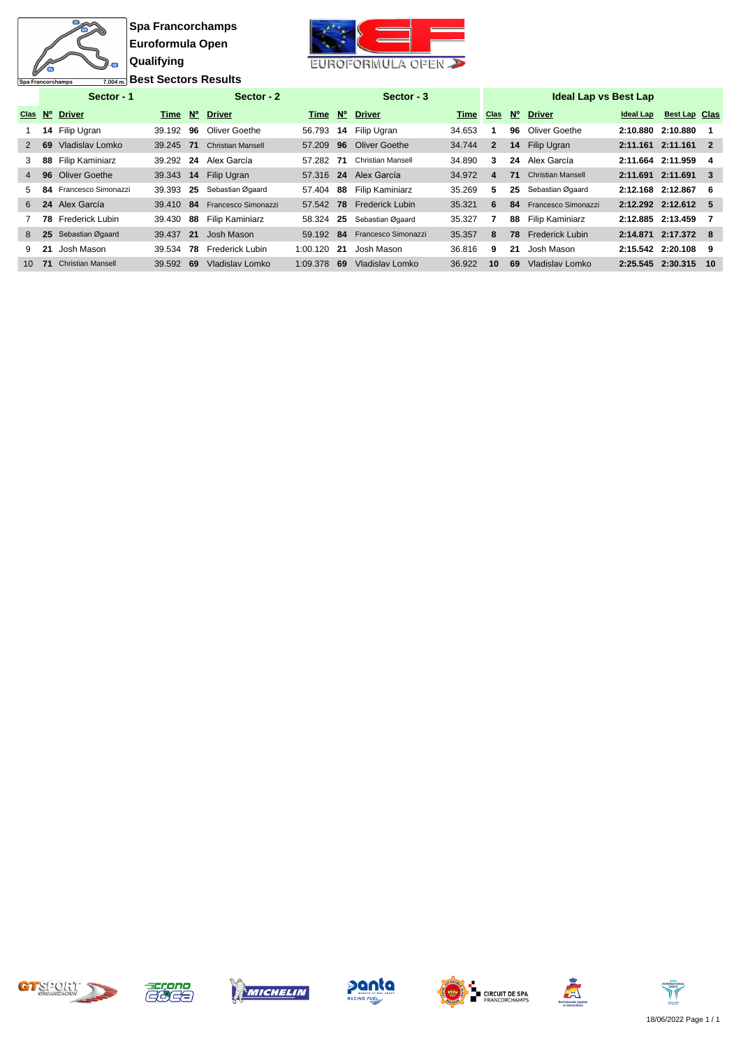# Spa Francorchamps
## Euroformula Open
## Qualifying
## Best Sectors Results

Spa Francorchamps 7.004 m.

| Sector - 1 | | | | Sector - 2 | | | Sector - 3 | | | Ideal Lap vs Best Lap | | | | | |
|---|---|---|---|---|---|---|---|---|---|---|---|---|---|---|---|
| Clas | Nº | Driver | Time | Nº | Driver | Time | Nº | Driver | Time | Clas | Nº | Driver | Ideal Lap | Best Lap | Clas |
| 1 | 14 | Filip Ugran | 39.192 | 96 | Oliver Goethe | 56.793 | 14 | Filip Ugran | 34.653 | 1 | 96 | Oliver Goethe | 2:10.880 | 2:10.880 | 1 |
| 2 | 69 | Vladislav Lomko | 39.245 | 71 | Christian Mansell | 57.209 | 96 | Oliver Goethe | 34.744 | 2 | 14 | Filip Ugran | 2:11.161 | 2:11.161 | 2 |
| 3 | 88 | Filip Kaminiarz | 39.292 | 24 | Alex García | 57.282 | 71 | Christian Mansell | 34.890 | 3 | 24 | Alex García | 2:11.664 | 2:11.959 | 4 |
| 4 | 96 | Oliver Goethe | 39.343 | 14 | Filip Ugran | 57.316 | 24 | Alex García | 34.972 | 4 | 71 | Christian Mansell | 2:11.691 | 2:11.691 | 3 |
| 5 | 84 | Francesco Simonazzi | 39.393 | 25 | Sebastian Øgaard | 57.404 | 88 | Filip Kaminiarz | 35.269 | 5 | 25 | Sebastian Øgaard | 2:12.168 | 2:12.867 | 6 |
| 6 | 24 | Alex García | 39.410 | 84 | Francesco Simonazzi | 57.542 | 78 | Frederick Lubin | 35.321 | 6 | 84 | Francesco Simonazzi | 2:12.292 | 2:12.612 | 5 |
| 7 | 78 | Frederick Lubin | 39.430 | 88 | Filip Kaminiarz | 58.324 | 25 | Sebastian Øgaard | 35.327 | 7 | 88 | Filip Kaminiarz | 2:12.885 | 2:13.459 | 7 |
| 8 | 25 | Sebastian Øgaard | 39.437 | 21 | Josh Mason | 59.192 | 84 | Francesco Simonazzi | 35.357 | 8 | 78 | Frederick Lubin | 2:14.871 | 2:17.372 | 8 |
| 9 | 21 | Josh Mason | 39.534 | 78 | Frederick Lubin | 1:00.120 | 21 | Josh Mason | 36.816 | 9 | 21 | Josh Mason | 2:15.542 | 2:20.108 | 9 |
| 10 | 71 | Christian Mansell | 39.592 | 69 | Vladislav Lomko | 1:09.378 | 69 | Vladislav Lomko | 36.922 | 10 | 69 | Vladislav Lomko | 2:25.545 | 2:30.315 | 10 |

18/06/2022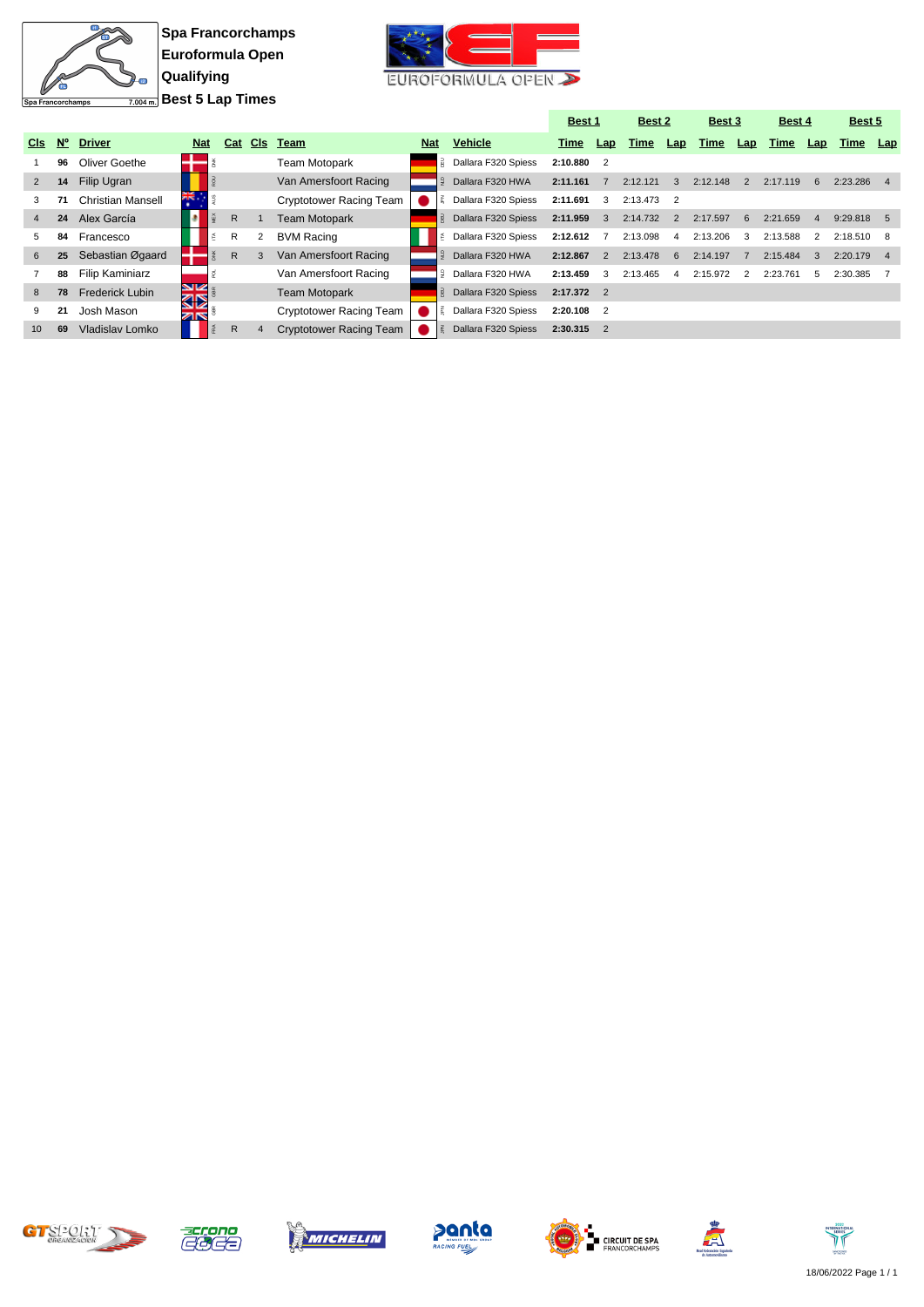**Spa Francorchamps**
**Euroformula Open**
**Qualifying**
**Best 5 Lap Times**

Spa Francorchamps 7.004 m.

EUROFORMULA OPEN

| Cls | Nº | Driver | Nat | Cat | Cls | Team | Nat | Vehicle | Best 1 Time | Lap | Best 2 Time | Lap | Best 3 Time | Lap | Best 4 Time | Lap | Best 5 Time | Lap |
|---|---|---|---|---|---|---|---|---|---|---|---|---|---|---|---|---|---|---|
| 1 | 96 | Oliver Goethe | DNK | | | Team Motopark | DEU | Dallara F320 Spiess | 2:10.880 | 2 | | | | | | | | |
| 2 | 14 | Filip Ugran | ROU | | | Van Amersfoort Racing | NLD | Dallara F320 HWA | 2:11.161 | 7 | 2:12.121 | 3 | 2:12.148 | 2 | 2:17.119 | 6 | 2:23.286 | 4 |
| 3 | 71 | Christian Mansell | AUS | | | Cryptotower Racing Team | JPN | Dallara F320 Spiess | 2:11.691 | 3 | 2:13.473 | 2 | | | | | | |
| 4 | 24 | Alex García | MEX | R | 1 | Team Motopark | DEU | Dallara F320 Spiess | 2:11.959 | 3 | 2:14.732 | 2 | 2:17.597 | 6 | 2:21.659 | 4 | 9:29.818 | 5 |
| 5 | 84 | Francesco | ITA | R | 2 | BVM Racing | ITA | Dallara F320 Spiess | 2:12.612 | 7 | 2:13.098 | 4 | 2:13.206 | 3 | 2:13.588 | 2 | 2:18.510 | 8 |
| 6 | 25 | Sebastian Øgaard | DNK | R | 3 | Van Amersfoort Racing | NLD | Dallara F320 HWA | 2:12.867 | 2 | 2:13.478 | 6 | 2:14.197 | 7 | 2:15.484 | 3 | 2:20.179 | 4 |
| 7 | 88 | Filip Kaminiarz | POL | | | Van Amersfoort Racing | NLD | Dallara F320 HWA | 2:13.459 | 3 | 2:13.465 | 4 | 2:15.972 | 2 | 2:23.761 | 5 | 2:30.385 | 7 |
| 8 | 78 | Frederick Lubin | GBR | | | Team Motopark | DEU | Dallara F320 Spiess | 2:17.372 | 2 | | | | | | | | |
| 9 | 21 | Josh Mason | GBR | | | Cryptotower Racing Team | JPN | Dallara F320 Spiess | 2:20.108 | 2 | | | | | | | | |
| 10 | 69 | Vladislav Lomko | FRA | R | 4 | Cryptotower Racing Team | JPN | Dallara F320 Spiess | 2:30.315 | 2 | | | | | | | | |

18/06/2022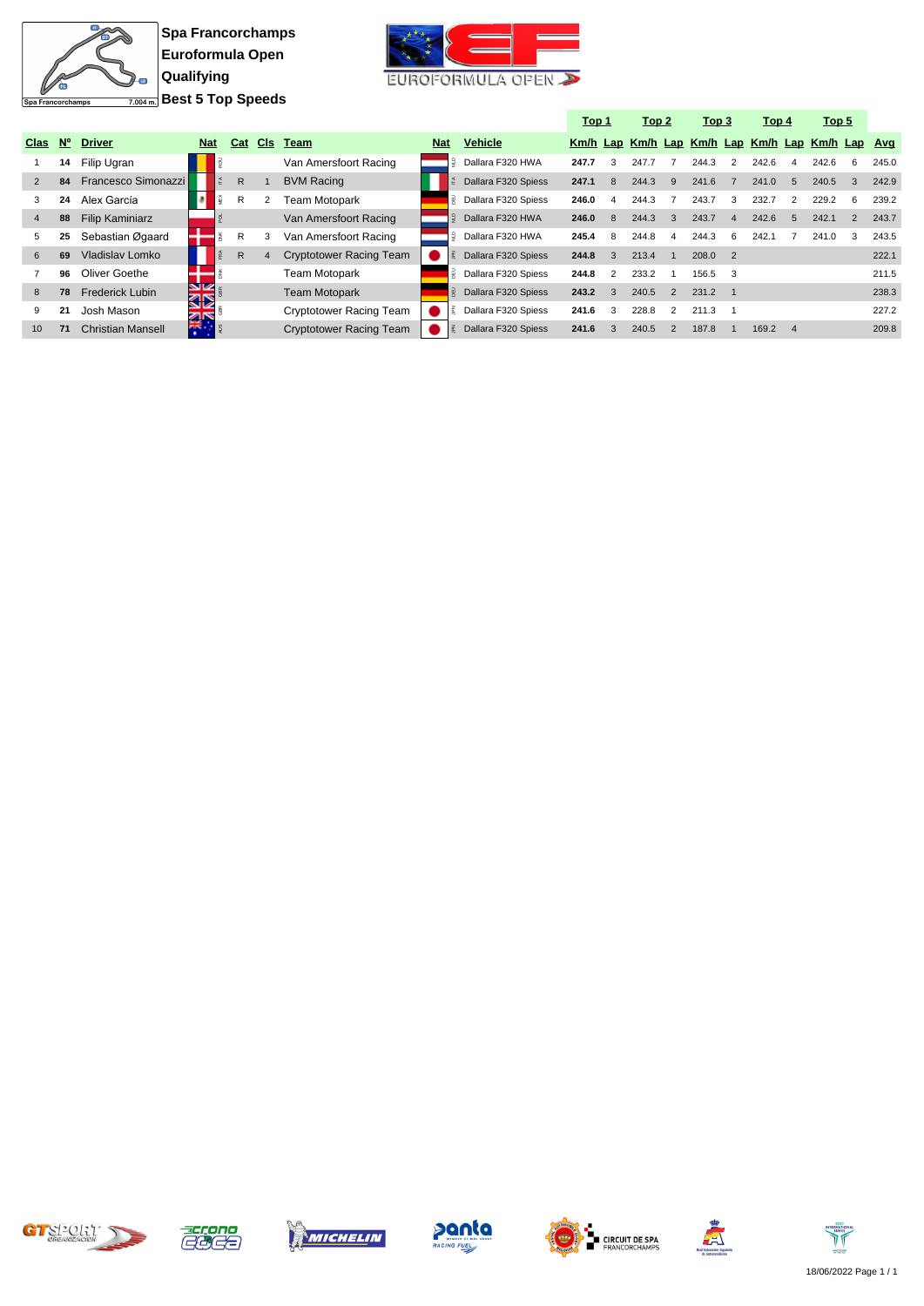**Spa Francorchamps**
**Euroformula Open**
**Qualifying**
**Best 5 Top Speeds**

| Clas | Nº | Driver | Nat | Cat | Cls | Team | Nat | Vehicle | Top 1 Km/h | Top 1 Lap | Top 2 Km/h | Top 2 Lap | Top 3 Km/h | Top 3 Lap | Top 4 Km/h | Top 4 Lap | Top 5 Km/h | Top 5 Lap | Avg |
|---|---|---|---|---|---|---|---|---|---|---|---|---|---|---|---|---|---|---|---|
| 1 | 14 | Filip Ugran | ROU | | | Van Amersfoort Racing | NLD | Dallara F320 HWA | 247.7 | 3 | 247.7 | 7 | 244.3 | 2 | 242.6 | 4 | 242.6 | 6 | 245.0 |
| 2 | 84 | Francesco Simonazzi | ITA | R | 1 | BVM Racing | ITA | Dallara F320 Spiess | 247.1 | 8 | 244.3 | 9 | 241.6 | 7 | 241.0 | 5 | 240.5 | 3 | 242.9 |
| 3 | 24 | Alex García | MEX | R | 2 | Team Motopark | DEU | Dallara F320 Spiess | 246.0 | 4 | 244.3 | 7 | 243.7 | 3 | 232.7 | 2 | 229.2 | 6 | 239.2 |
| 4 | 88 | Filip Kaminiarz | POL | | | Van Amersfoort Racing | NLD | Dallara F320 HWA | 246.0 | 8 | 244.3 | 3 | 243.7 | 4 | 242.6 | 5 | 242.1 | 2 | 243.7 |
| 5 | 25 | Sebastian Øgaard | DNK | R | 3 | Van Amersfoort Racing | NLD | Dallara F320 HWA | 245.4 | 8 | 244.8 | 4 | 244.3 | 6 | 242.1 | 7 | 241.0 | 3 | 243.5 |
| 6 | 69 | Vladislav Lomko | FRA | R | 4 | Cryptotower Racing Team | JPN | Dallara F320 Spiess | 244.8 | 3 | 213.4 | 1 | 208.0 | 2 | | | | | 222.1 |
| 7 | 96 | Oliver Goethe | DNK | | | Team Motopark | DEU | Dallara F320 Spiess | 244.8 | 2 | 233.2 | 1 | 156.5 | 3 | | | | | 211.5 |
| 8 | 78 | Frederick Lubin | GBR | | | Team Motopark | DEU | Dallara F320 Spiess | 243.2 | 3 | 240.5 | 2 | 231.2 | 1 | | | | | 238.3 |
| 9 | 21 | Josh Mason | GBR | | | Cryptotower Racing Team | JPN | Dallara F320 Spiess | 241.6 | 3 | 228.8 | 2 | 211.3 | 1 | | | | | 227.2 |
| 10 | 71 | Christian Mansell | AUS | | | Cryptotower Racing Team | JPN | Dallara F320 Spiess | 241.6 | 3 | 240.5 | 2 | 187.8 | 1 | 169.2 | 4 | | | 209.8 |

18/06/2022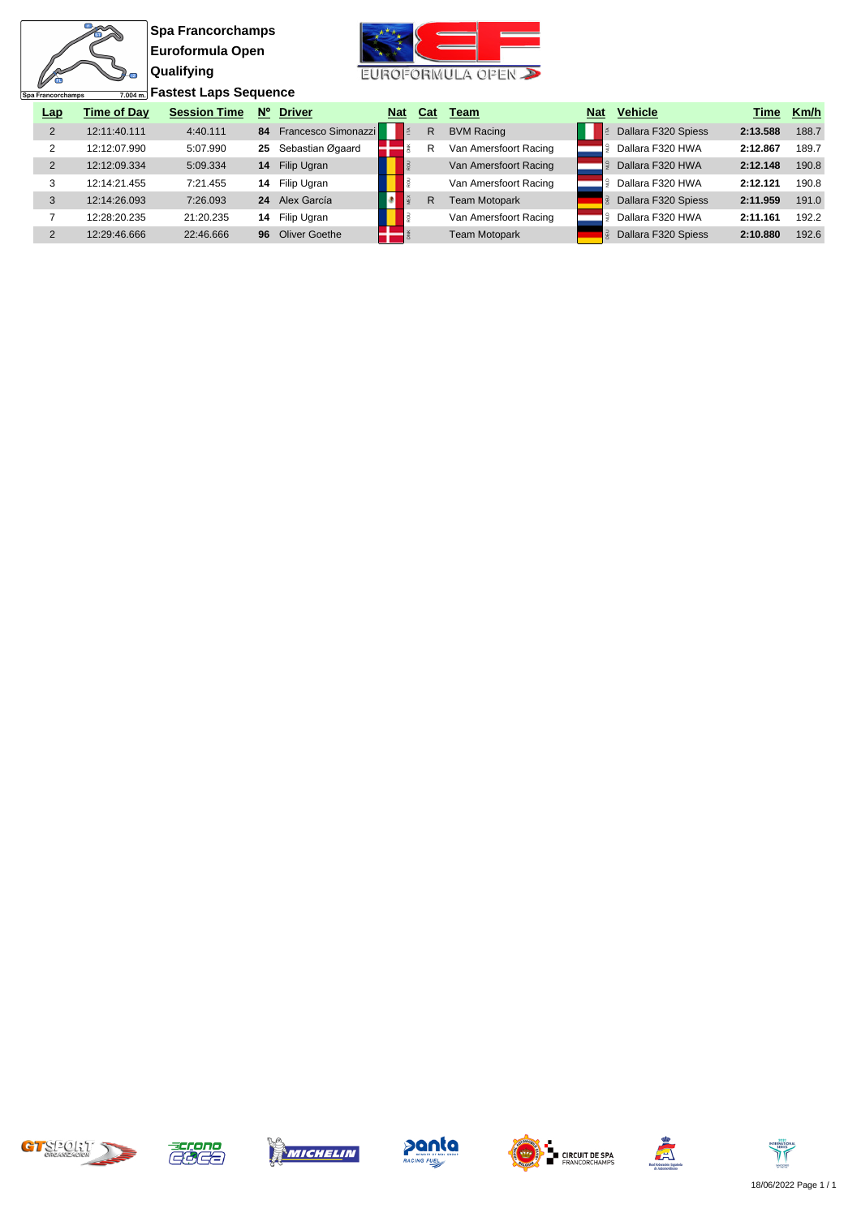**Spa Francorchamps**

**Euroformula Open**

**Qualifying**

**Fastest Laps Sequence**

Spa Francorchamps 7.004 m.

| Lap | Time of Day | Session Time | Nº | Driver | Nat | Cat | Team | Nat | Vehicle | Time | Km/h |
|---|---|---|---|---|---|---|---|---|---|---|---|
| 2 | 12:11:40.111 | 4:40.111 | 84 | Francesco Simonazzi | ITA | R | BVM Racing | ITA | Dallara F320 Spiess | 2:13.588 | 188.7 |
| 2 | 12:12:07.990 | 5:07.990 | 25 | Sebastian Øgaard | DNK | R | Van Amersfoort Racing | NLD | Dallara F320 HWA | 2:12.867 | 189.7 |
| 2 | 12:12:09.334 | 5:09.334 | 14 | Filip Ugran | ROU | | Van Amersfoort Racing | NLD | Dallara F320 HWA | 2:12.148 | 190.8 |
| 3 | 12:14:21.455 | 7:21.455 | 14 | Filip Ugran | ROU | | Van Amersfoort Racing | NLD | Dallara F320 HWA | 2:12.121 | 190.8 |
| 3 | 12:14:26.093 | 7:26.093 | 24 | Alex García | MEX | R | Team Motopark | DEU | Dallara F320 Spiess | 2:11.959 | 191.0 |
| 7 | 12:28:20.235 | 21:20.235 | 14 | Filip Ugran | ROU | | Van Amersfoort Racing | NLD | Dallara F320 HWA | 2:11.161 | 192.2 |
| 2 | 12:29:46.666 | 22:46.666 | 96 | Oliver Goethe | DNK | | Team Motopark | DEU | Dallara F320 Spiess | 2:10.880 | 192.6 |

18/06/2022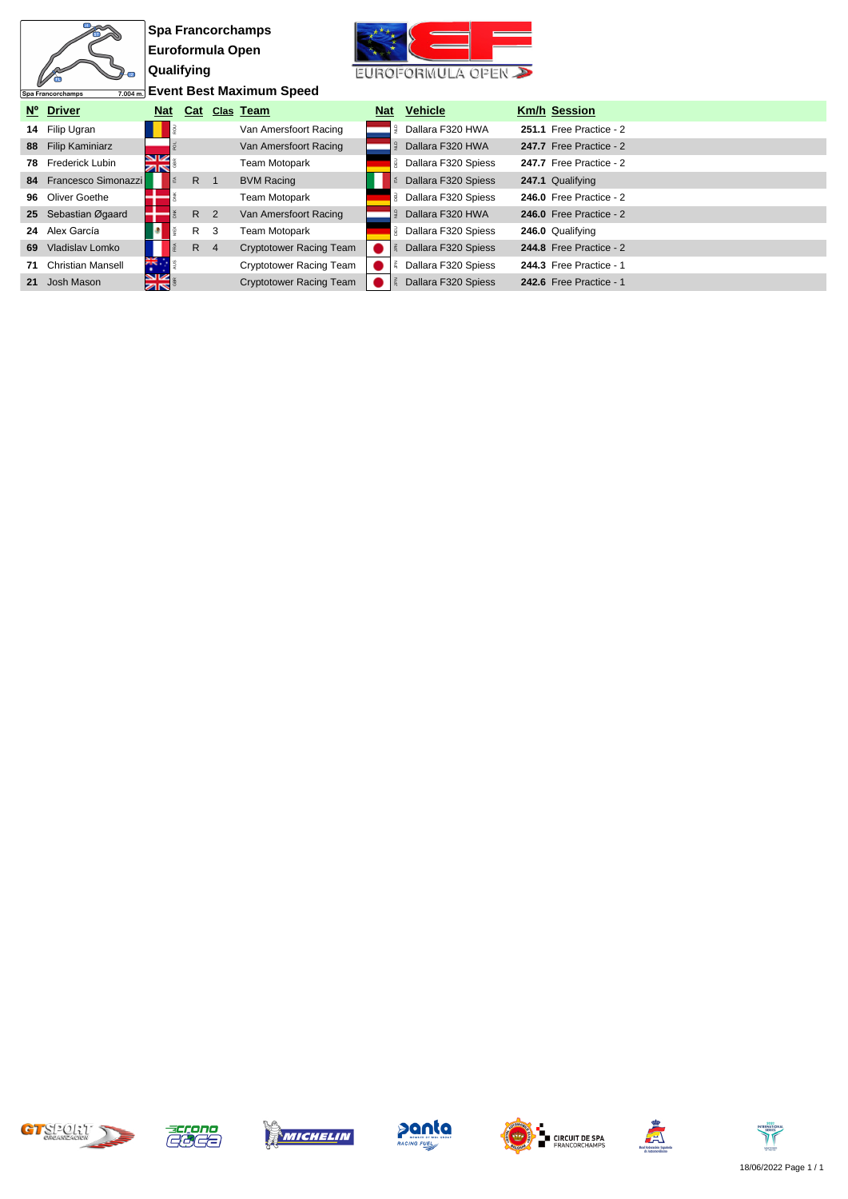Spa Francorchamps
Euroformula Open
Qualifying
Event Best Maximum Speed

| Nº | Driver | Nat | Cat | Clas | Team | Nat | Vehicle | Km/h | Session |
|---|---|---|---|---|---|---|---|---|---|
| 14 | Filip Ugran | ROU | | | Van Amersfoort Racing | NLD | Dallara F320 HWA | 251.1 | Free Practice - 2 |
| 88 | Filip Kaminiarz | POL | | | Van Amersfoort Racing | NLD | Dallara F320 HWA | 247.7 | Free Practice - 2 |
| 78 | Frederick Lubin | GBR | | | Team Motopark | DEU | Dallara F320 Spiess | 247.7 | Free Practice - 2 |
| 84 | Francesco Simonazzi | ITA | R | 1 | BVM Racing | ITA | Dallara F320 Spiess | 247.1 | Qualifying |
| 96 | Oliver Goethe | DNK | | | Team Motopark | DEU | Dallara F320 Spiess | 246.0 | Free Practice - 2 |
| 25 | Sebastian Øgaard | DNK | R | 2 | Van Amersfoort Racing | NLD | Dallara F320 HWA | 246.0 | Free Practice - 2 |
| 24 | Alex García | MEX | R | 3 | Team Motopark | DEU | Dallara F320 Spiess | 246.0 | Qualifying |
| 69 | Vladislav Lomko | FRA | R | 4 | Cryptotower Racing Team | JPN | Dallara F320 Spiess | 244.8 | Free Practice - 2 |
| 71 | Christian Mansell | AUS | | | Cryptotower Racing Team | JPN | Dallara F320 Spiess | 244.3 | Free Practice - 1 |
| 21 | Josh Mason | GBR | | | Cryptotower Racing Team | JPN | Dallara F320 Spiess | 242.6 | Free Practice - 1 |

18/06/2022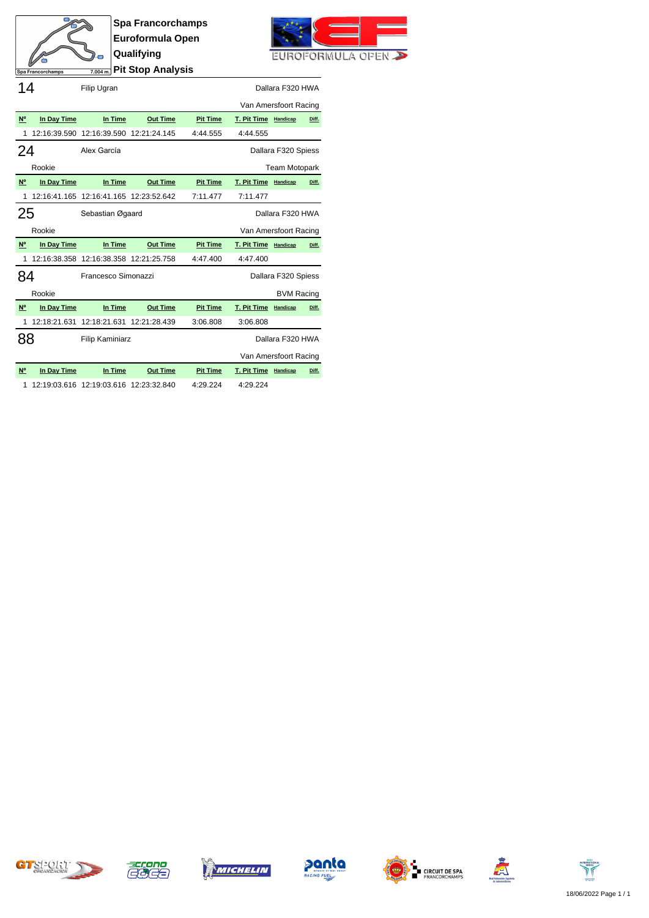# Spa Francorchamps
## Euroformula Open
## Qualifying
## Pit Stop Analysis

Spa Francorchamps 7.004 m.

EUROFORMULA OPEN

**14** Filip Ugran — Dallara F320 HWA

Van Amersfoort Racing

| Nº | In Day Time | In Time | Out Time | Pit Time | T. Pit Time | Handicap | Diff. |
|---|---|---|---|---|---|---|---|
| 1 | 12:16:39.590 | 12:16:39.590 | 12:21:24.145 | 4:44.555 | 4:44.555 | | |

**24** Alex García — Dallara F320 Spiess

Rookie — Team Motopark

| Nº | In Day Time | In Time | Out Time | Pit Time | T. Pit Time | Handicap | Diff. |
|---|---|---|---|---|---|---|---|
| 1 | 12:16:41.165 | 12:16:41.165 | 12:23:52.642 | 7:11.477 | 7:11.477 | | |

**25** Sebastian Øgaard — Dallara F320 HWA

Rookie — Van Amersfoort Racing

| Nº | In Day Time | In Time | Out Time | Pit Time | T. Pit Time | Handicap | Diff. |
|---|---|---|---|---|---|---|---|
| 1 | 12:16:38.358 | 12:16:38.358 | 12:21:25.758 | 4:47.400 | 4:47.400 | | |

**84** Francesco Simonazzi — Dallara F320 Spiess

Rookie — BVM Racing

| Nº | In Day Time | In Time | Out Time | Pit Time | T. Pit Time | Handicap | Diff. |
|---|---|---|---|---|---|---|---|
| 1 | 12:18:21.631 | 12:18:21.631 | 12:21:28.439 | 3:06.808 | 3:06.808 | | |

**88** Filip Kaminiarz — Dallara F320 HWA

Van Amersfoort Racing

| Nº | In Day Time | In Time | Out Time | Pit Time | T. Pit Time | Handicap | Diff. |
|---|---|---|---|---|---|---|---|
| 1 | 12:19:03.616 | 12:19:03.616 | 12:23:32.840 | 4:29.224 | 4:29.224 | | |

18/06/2022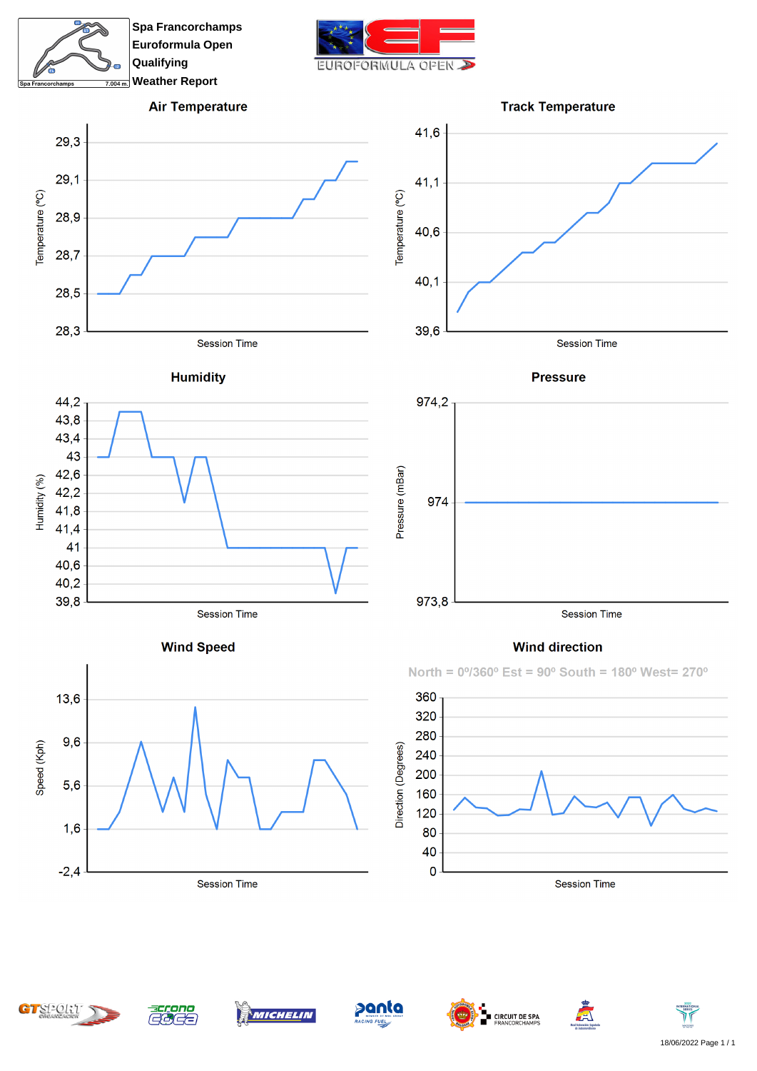Spa Francorchamps
Euroformula Open
Qualifying
Weather Report

## Air Temperature

Temperature (ºC)
29,3
29,1
28,9
28,7
28,5
28,3
Session Time

## Track Temperature

Temperature (ºC)
41,6
41,1
40,6
40,1
39,6
Session Time

## Humidity

Humidity (%)
44,2
43,8
43,4
43
42,6
42,2
41,8
41,4
41
40,6
40,2
39,8
Session Time

## Pressure

Pressure (mBar)
974,2
974
973,8
Session Time

## Wind Speed

Speed (Kph)
13,6
9,6
5,6
1,6
-2,4
Session Time

## Wind direction

North = 0º/360º Est = 90º South = 180º West= 270º

Direction (Degrees)
360
320
280
240
200
160
120
80
40
0
Session Time